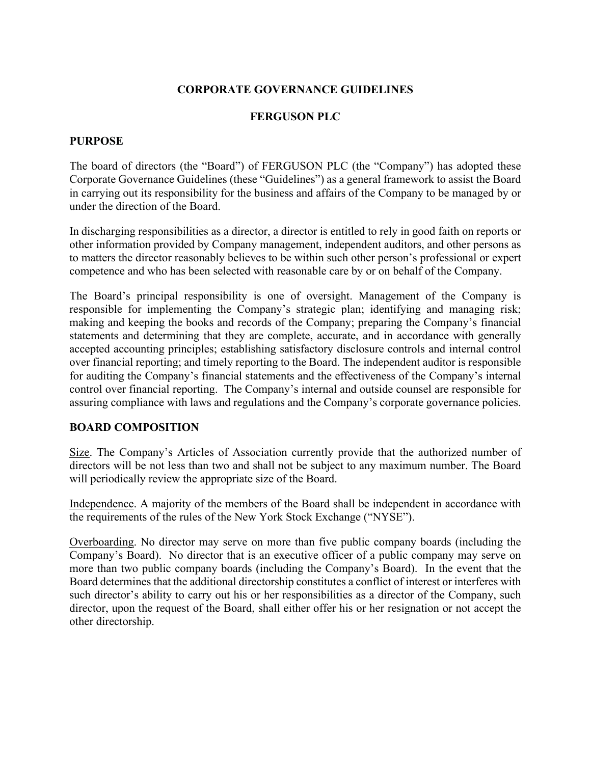# CORPORATE GOVERNANCE GUIDELINES

# FERGUSON PLC

## PURPOSE

The board of directors (the "Board") of FERGUSON PLC (the "Company") has adopted these Corporate Governance Guidelines (these "Guidelines") as a general framework to assist the Board in carrying out its responsibility for the business and affairs of the Company to be managed by or under the direction of the Board.

In discharging responsibilities as a director, a director is entitled to rely in good faith on reports or other information provided by Company management, independent auditors, and other persons as to matters the director reasonably believes to be within such other person's professional or expert competence and who has been selected with reasonable care by or on behalf of the Company.

The Board's principal responsibility is one of oversight. Management of the Company is responsible for implementing the Company's strategic plan; identifying and managing risk; making and keeping the books and records of the Company; preparing the Company's financial statements and determining that they are complete, accurate, and in accordance with generally accepted accounting principles; establishing satisfactory disclosure controls and internal control over financial reporting; and timely reporting to the Board. The independent auditor is responsible for auditing the Company's financial statements and the effectiveness of the Company's internal control over financial reporting. The Company's internal and outside counsel are responsible for assuring compliance with laws and regulations and the Company's corporate governance policies.

## BOARD COMPOSITION

Size. The Company's Articles of Association currently provide that the authorized number of directors will be not less than two and shall not be subject to any maximum number. The Board will periodically review the appropriate size of the Board.

Independence. A majority of the members of the Board shall be independent in accordance with the requirements of the rules of the New York Stock Exchange ("NYSE").

Overboarding. No director may serve on more than five public company boards (including the Company's Board). No director that is an executive officer of a public company may serve on more than two public company boards (including the Company's Board). In the event that the Board determines that the additional directorship constitutes a conflict of interest or interferes with such director's ability to carry out his or her responsibilities as a director of the Company, such director, upon the request of the Board, shall either offer his or her resignation or not accept the other directorship.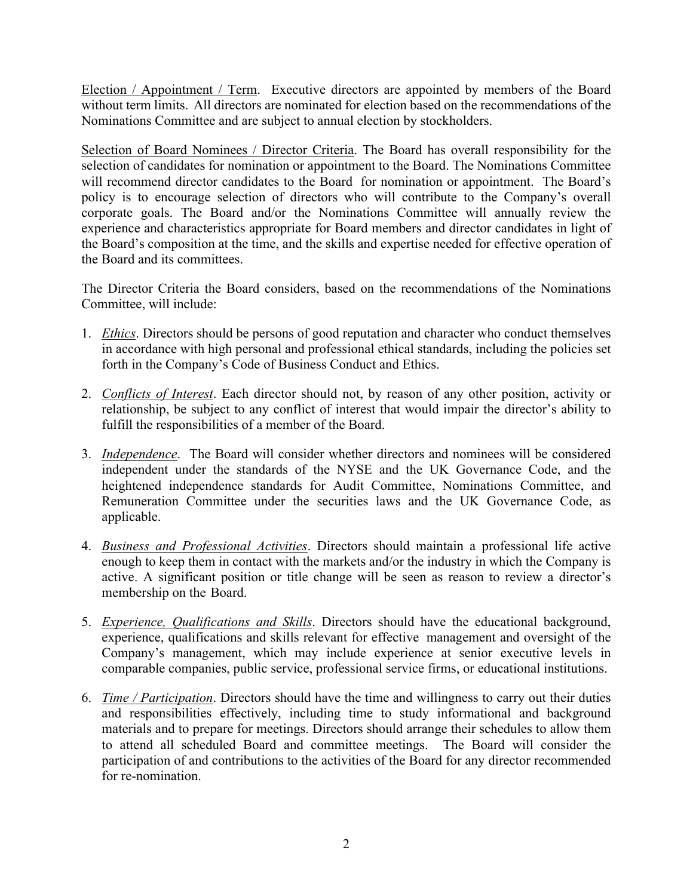<u>Election / Appointment / Term</u>. Executive directors are appointed by members of the Board without term limits. All directors are nominated for election based on the recommendations of the Nominations Committee and are subject to annual election by stockholders.

<u>Selection of Board Nominees / Director Criteria</u>. The Board has overall responsibility for the selection of candidates for nomination or appointment to the Board. The Nominations Committee will recommend director candidates to the Board for nomination or appointment. The Board's policy is to encourage selection of directors who will contribute to the Company's overall corporate goals. The Board and/or the Nominations Committee will annually review the experience and characteristics appropriate for Board members and director candidates in light of the Board's composition at the time, and the skills and expertise needed for effective operation of the Board and its committees.

The Director Criteria the Board considers, based on the recommendations of the Nominations Committee, will include:

1. <u>*Ethics*</u>. Directors should be persons of good reputation and character who conduct themselves in accordance with high personal and professional ethical standards, including the policies set forth in the Company's Code of Business Conduct and Ethics.

2. <u>*Conflicts of Interest*</u>. Each director should not, by reason of any other position, activity or relationship, be subject to any conflict of interest that would impair the director's ability to fulfill the responsibilities of a member of the Board.

3. <u>*Independence*</u>. The Board will consider whether directors and nominees will be considered independent under the standards of the NYSE and the UK Governance Code, and the heightened independence standards for Audit Committee, Nominations Committee, and Remuneration Committee under the securities laws and the UK Governance Code, as applicable.

4. <u>*Business and Professional Activities*</u>. Directors should maintain a professional life active enough to keep them in contact with the markets and/or the industry in which the Company is active. A significant position or title change will be seen as reason to review a director's membership on the Board.

5. <u>*Experience, Qualifications and Skills*</u>. Directors should have the educational background, experience, qualifications and skills relevant for effective management and oversight of the Company's management, which may include experience at senior executive levels in comparable companies, public service, professional service firms, or educational institutions.

6. <u>*Time / Participation*</u>. Directors should have the time and willingness to carry out their duties and responsibilities effectively, including time to study informational and background materials and to prepare for meetings. Directors should arrange their schedules to allow them to attend all scheduled Board and committee meetings. The Board will consider the participation of and contributions to the activities of the Board for any director recommended for re-nomination.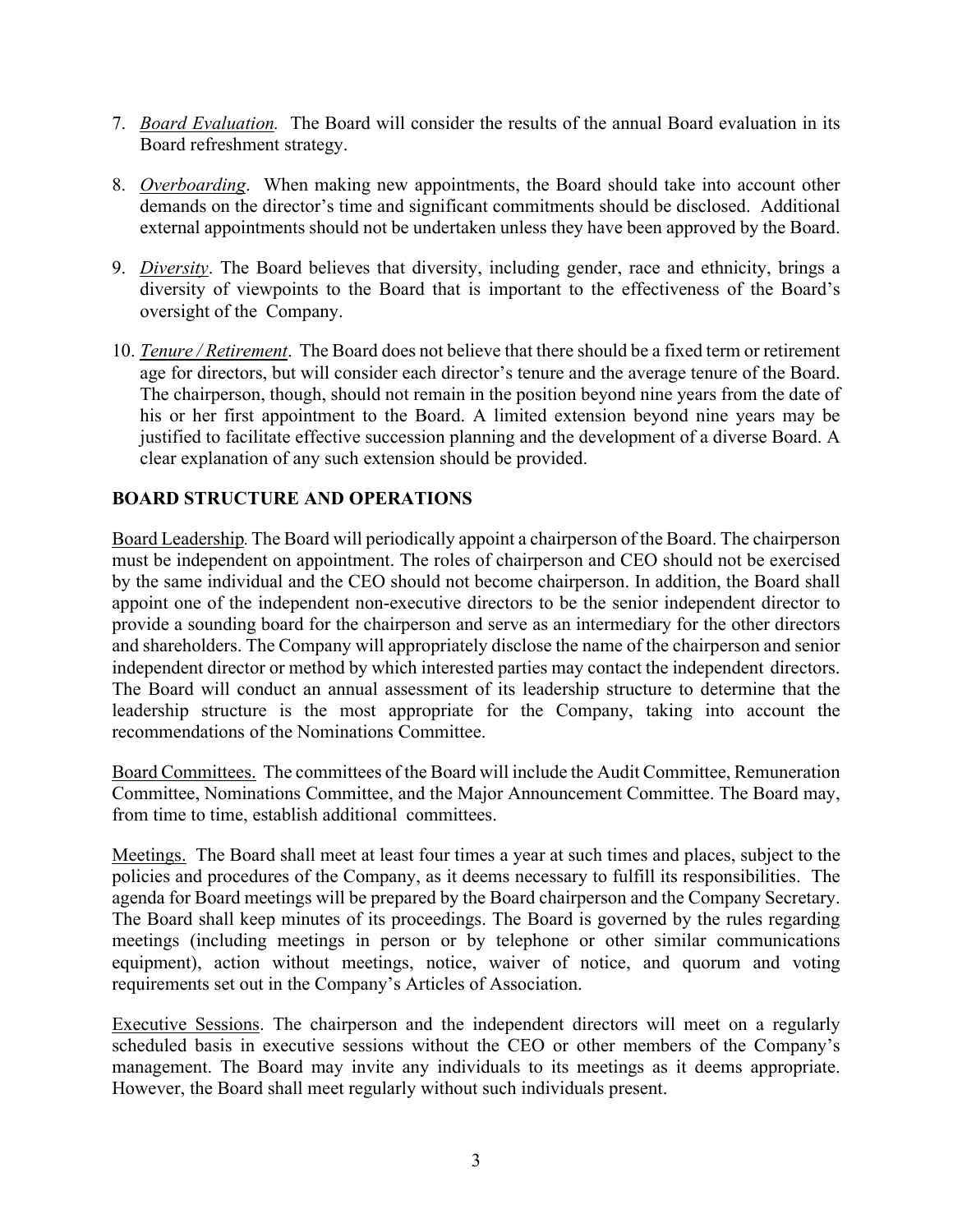7. *Board Evaluation.* The Board will consider the results of the annual Board evaluation in its Board refreshment strategy.

8. *Overboarding*. When making new appointments, the Board should take into account other demands on the director's time and significant commitments should be disclosed. Additional external appointments should not be undertaken unless they have been approved by the Board.

9. *Diversity*. The Board believes that diversity, including gender, race and ethnicity, brings a diversity of viewpoints to the Board that is important to the effectiveness of the Board's oversight of the Company.

10. *Tenure / Retirement*. The Board does not believe that there should be a fixed term or retirement age for directors, but will consider each director's tenure and the average tenure of the Board. The chairperson, though, should not remain in the position beyond nine years from the date of his or her first appointment to the Board. A limited extension beyond nine years may be justified to facilitate effective succession planning and the development of a diverse Board. A clear explanation of any such extension should be provided.

## BOARD STRUCTURE AND OPERATIONS

Board Leadership. The Board will periodically appoint a chairperson of the Board. The chairperson must be independent on appointment. The roles of chairperson and CEO should not be exercised by the same individual and the CEO should not become chairperson. In addition, the Board shall appoint one of the independent non-executive directors to be the senior independent director to provide a sounding board for the chairperson and serve as an intermediary for the other directors and shareholders. The Company will appropriately disclose the name of the chairperson and senior independent director or method by which interested parties may contact the independent directors. The Board will conduct an annual assessment of its leadership structure to determine that the leadership structure is the most appropriate for the Company, taking into account the recommendations of the Nominations Committee.

Board Committees. The committees of the Board will include the Audit Committee, Remuneration Committee, Nominations Committee, and the Major Announcement Committee. The Board may, from time to time, establish additional committees.

Meetings. The Board shall meet at least four times a year at such times and places, subject to the policies and procedures of the Company, as it deems necessary to fulfill its responsibilities. The agenda for Board meetings will be prepared by the Board chairperson and the Company Secretary. The Board shall keep minutes of its proceedings. The Board is governed by the rules regarding meetings (including meetings in person or by telephone or other similar communications equipment), action without meetings, notice, waiver of notice, and quorum and voting requirements set out in the Company's Articles of Association.

Executive Sessions. The chairperson and the independent directors will meet on a regularly scheduled basis in executive sessions without the CEO or other members of the Company's management. The Board may invite any individuals to its meetings as it deems appropriate. However, the Board shall meet regularly without such individuals present.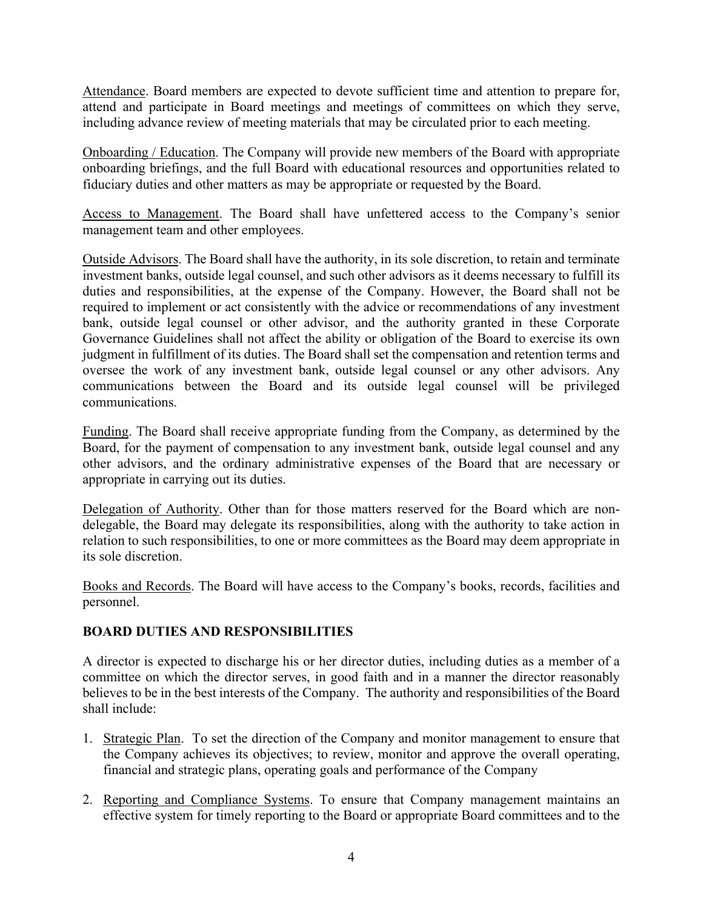Attendance. Board members are expected to devote sufficient time and attention to prepare for, attend and participate in Board meetings and meetings of committees on which they serve, including advance review of meeting materials that may be circulated prior to each meeting.

Onboarding / Education. The Company will provide new members of the Board with appropriate onboarding briefings, and the full Board with educational resources and opportunities related to fiduciary duties and other matters as may be appropriate or requested by the Board.

Access to Management. The Board shall have unfettered access to the Company's senior management team and other employees.

Outside Advisors. The Board shall have the authority, in its sole discretion, to retain and terminate investment banks, outside legal counsel, and such other advisors as it deems necessary to fulfill its duties and responsibilities, at the expense of the Company. However, the Board shall not be required to implement or act consistently with the advice or recommendations of any investment bank, outside legal counsel or other advisor, and the authority granted in these Corporate Governance Guidelines shall not affect the ability or obligation of the Board to exercise its own judgment in fulfillment of its duties. The Board shall set the compensation and retention terms and oversee the work of any investment bank, outside legal counsel or any other advisors. Any communications between the Board and its outside legal counsel will be privileged communications.

Funding. The Board shall receive appropriate funding from the Company, as determined by the Board, for the payment of compensation to any investment bank, outside legal counsel and any other advisors, and the ordinary administrative expenses of the Board that are necessary or appropriate in carrying out its duties.

Delegation of Authority. Other than for those matters reserved for the Board which are non-delegable, the Board may delegate its responsibilities, along with the authority to take action in relation to such responsibilities, to one or more committees as the Board may deem appropriate in its sole discretion.

Books and Records. The Board will have access to the Company's books, records, facilities and personnel.

**BOARD DUTIES AND RESPONSIBILITIES**

A director is expected to discharge his or her director duties, including duties as a member of a committee on which the director serves, in good faith and in a manner the director reasonably believes to be in the best interests of the Company. The authority and responsibilities of the Board shall include:

1. Strategic Plan. To set the direction of the Company and monitor management to ensure that the Company achieves its objectives; to review, monitor and approve the overall operating, financial and strategic plans, operating goals and performance of the Company
2. Reporting and Compliance Systems. To ensure that Company management maintains an effective system for timely reporting to the Board or appropriate Board committees and to the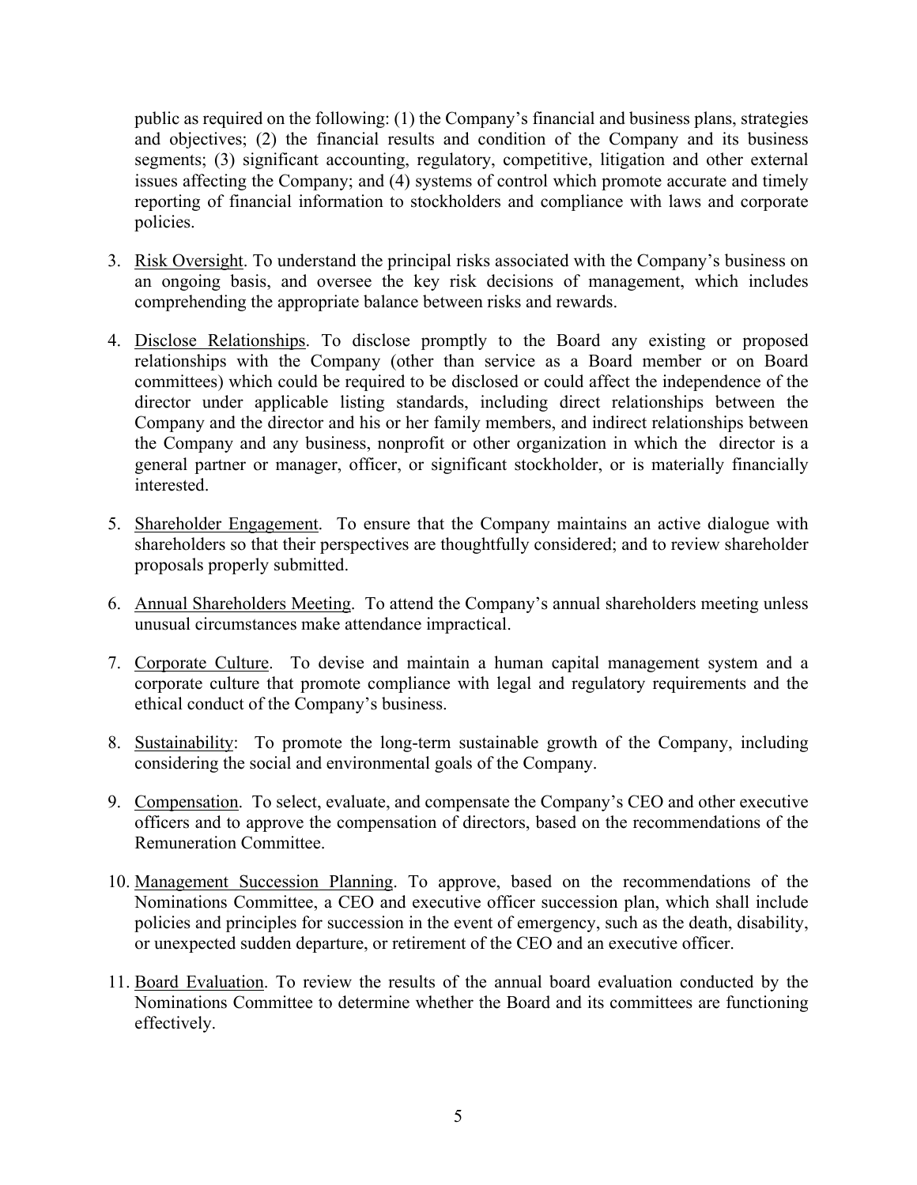public as required on the following: (1) the Company's financial and business plans, strategies and objectives; (2) the financial results and condition of the Company and its business segments; (3) significant accounting, regulatory, competitive, litigation and other external issues affecting the Company; and (4) systems of control which promote accurate and timely reporting of financial information to stockholders and compliance with laws and corporate policies.

3. Risk Oversight. To understand the principal risks associated with the Company's business on an ongoing basis, and oversee the key risk decisions of management, which includes comprehending the appropriate balance between risks and rewards.

4. Disclose Relationships. To disclose promptly to the Board any existing or proposed relationships with the Company (other than service as a Board member or on Board committees) which could be required to be disclosed or could affect the independence of the director under applicable listing standards, including direct relationships between the Company and the director and his or her family members, and indirect relationships between the Company and any business, nonprofit or other organization in which the director is a general partner or manager, officer, or significant stockholder, or is materially financially interested.

5. Shareholder Engagement. To ensure that the Company maintains an active dialogue with shareholders so that their perspectives are thoughtfully considered; and to review shareholder proposals properly submitted.

6. Annual Shareholders Meeting. To attend the Company's annual shareholders meeting unless unusual circumstances make attendance impractical.

7. Corporate Culture. To devise and maintain a human capital management system and a corporate culture that promote compliance with legal and regulatory requirements and the ethical conduct of the Company's business.

8. Sustainability: To promote the long-term sustainable growth of the Company, including considering the social and environmental goals of the Company.

9. Compensation. To select, evaluate, and compensate the Company's CEO and other executive officers and to approve the compensation of directors, based on the recommendations of the Remuneration Committee.

10. Management Succession Planning. To approve, based on the recommendations of the Nominations Committee, a CEO and executive officer succession plan, which shall include policies and principles for succession in the event of emergency, such as the death, disability, or unexpected sudden departure, or retirement of the CEO and an executive officer.

11. Board Evaluation. To review the results of the annual board evaluation conducted by the Nominations Committee to determine whether the Board and its committees are functioning effectively.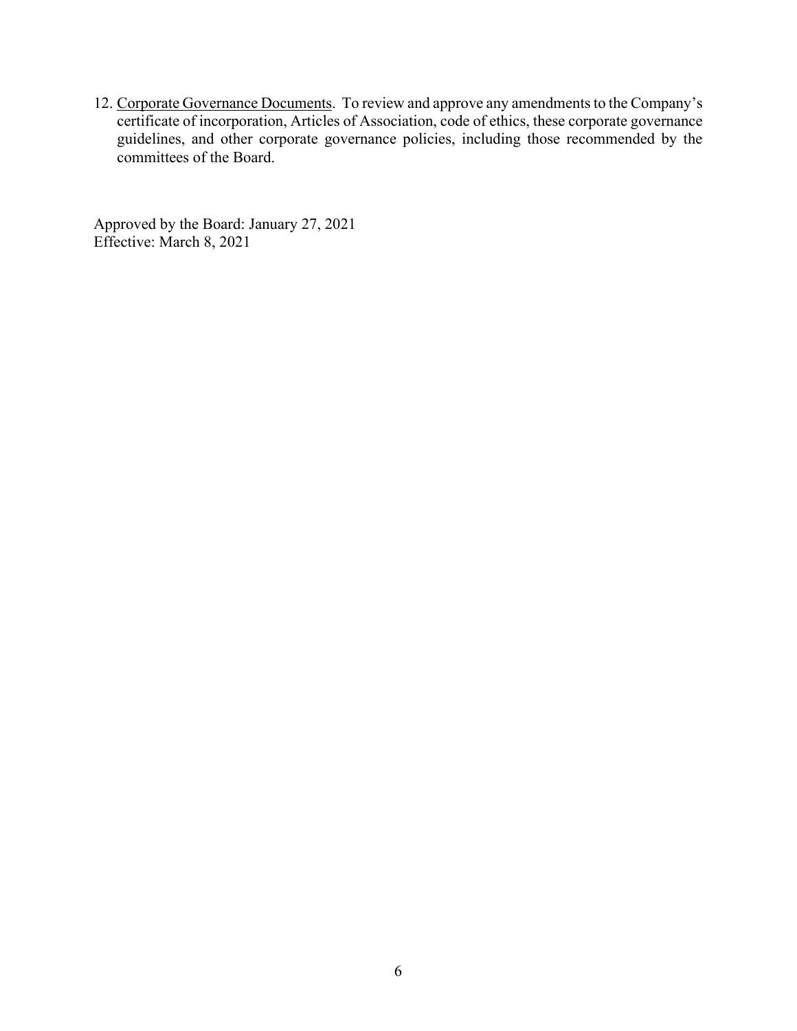12. <u>Corporate Governance Documents</u>. To review and approve any amendments to the Company's certificate of incorporation, Articles of Association, code of ethics, these corporate governance guidelines, and other corporate governance policies, including those recommended by the committees of the Board.

Approved by the Board: January 27, 2021
Effective: March 8, 2021